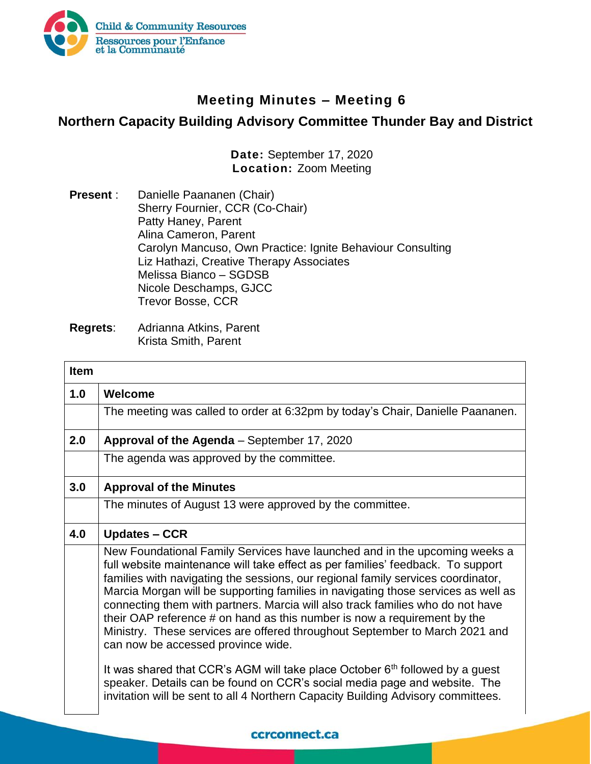# Meeting Minutes – Meeting 6

## Northern Capacity Building Advisory Committee Thunder Bay and District

**Date:** September 17, 2020
**Location:** Zoom Meeting

**Present** :
Danielle Paananen (Chair)
Sherry Fournier, CCR (Co-Chair)
Patty Haney, Parent
Alina Cameron, Parent
Carolyn Mancuso, Own Practice: Ignite Behaviour Consulting
Liz Hathazi, Creative Therapy Associates
Melissa Bianco – SGDSB
Nicole Deschamps, GJCC
Trevor Bosse, CCR

**Regrets**:
Adrianna Atkins, Parent
Krista Smith, Parent

| Item | |
|---|---|
| **1.0** | **Welcome** |
| | The meeting was called to order at 6:32pm by today's Chair, Danielle Paananen. |
| **2.0** | **Approval of the Agenda** – September 17, 2020 |
| | The agenda was approved by the committee. |
| **3.0** | **Approval of the Minutes** |
| | The minutes of August 13 were approved by the committee. |
| **4.0** | **Updates – CCR** |
| | New Foundational Family Services have launched and in the upcoming weeks a full website maintenance will take effect as per families' feedback. To support families with navigating the sessions, our regional family services coordinator, Marcia Morgan will be supporting families in navigating those services as well as connecting them with partners. Marcia will also track families who do not have their OAP reference # on hand as this number is now a requirement by the Ministry. These services are offered throughout September to March 2021 and can now be accessed province wide.<br><br>It was shared that CCR's AGM will take place October 6th followed by a guest speaker. Details can be found on CCR's social media page and website. The invitation will be sent to all 4 Northern Capacity Building Advisory committees. |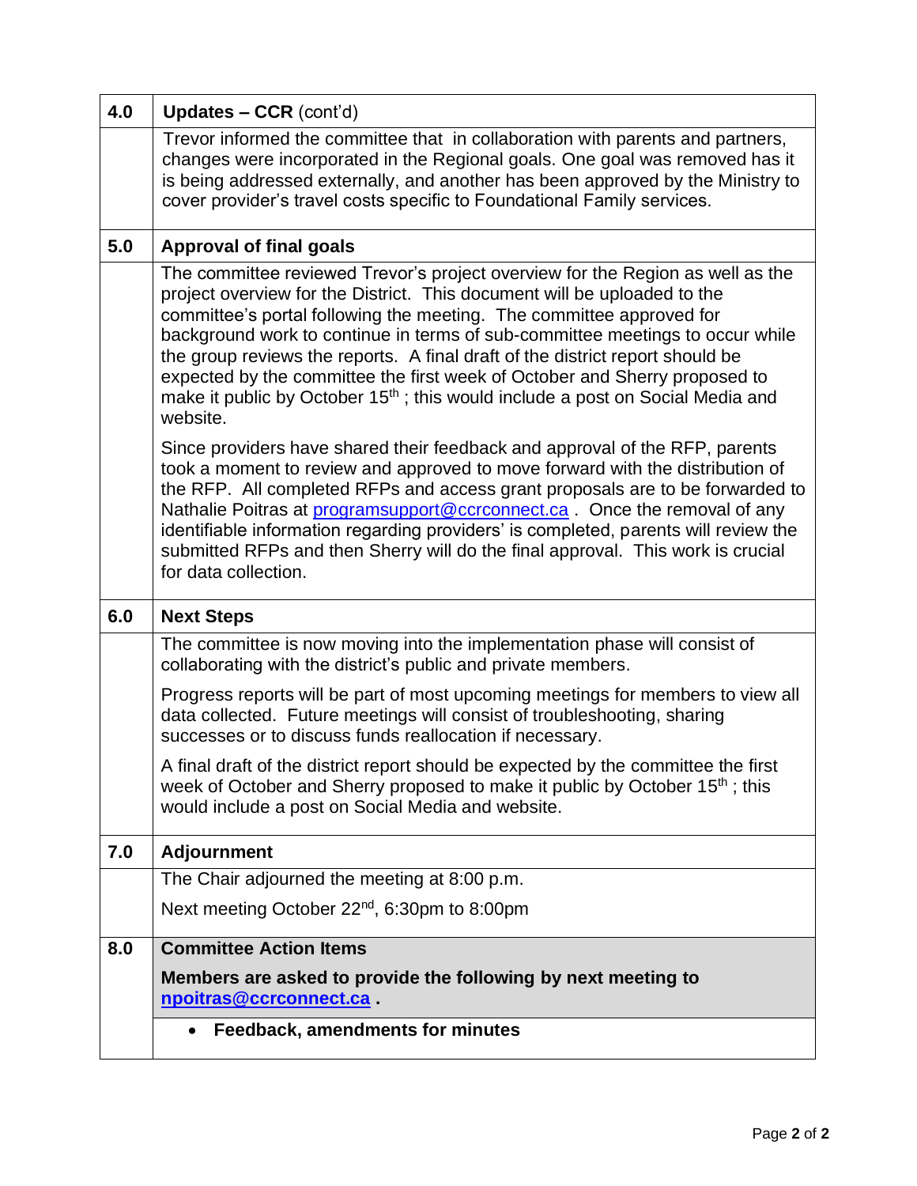| | |
|---|---|
| **4.0** | **Updates – CCR** (cont'd) |
| | Trevor informed the committee that in collaboration with parents and partners, changes were incorporated in the Regional goals. One goal was removed has it is being addressed externally, and another has been approved by the Ministry to cover provider's travel costs specific to Foundational Family services. |
| **5.0** | **Approval of final goals** |
| | The committee reviewed Trevor's project overview for the Region as well as the project overview for the District. This document will be uploaded to the committee's portal following the meeting. The committee approved for background work to continue in terms of sub-committee meetings to occur while the group reviews the reports. A final draft of the district report should be expected by the committee the first week of October and Sherry proposed to make it public by October 15th ; this would include a post on Social Media and website.<br><br>Since providers have shared their feedback and approval of the RFP, parents took a moment to review and approved to move forward with the distribution of the RFP. All completed RFPs and access grant proposals are to be forwarded to Nathalie Poitras at programsupport@ccrconnect.ca . Once the removal of any identifiable information regarding providers' is completed, parents will review the submitted RFPs and then Sherry will do the final approval. This work is crucial for data collection. |
| **6.0** | **Next Steps** |
| | The committee is now moving into the implementation phase will consist of collaborating with the district's public and private members.<br><br>Progress reports will be part of most upcoming meetings for members to view all data collected. Future meetings will consist of troubleshooting, sharing successes or to discuss funds reallocation if necessary.<br><br>A final draft of the district report should be expected by the committee the first week of October and Sherry proposed to make it public by October 15th ; this would include a post on Social Media and website. |
| **7.0** | **Adjournment** |
| | The Chair adjourned the meeting at 8:00 p.m.<br><br>Next meeting October 22nd, 6:30pm to 8:00pm |
| **8.0** | **Committee Action Items**<br><br>**Members are asked to provide the following by next meeting to npoitras@ccrconnect.ca .** |
| | • **Feedback, amendments for minutes** |